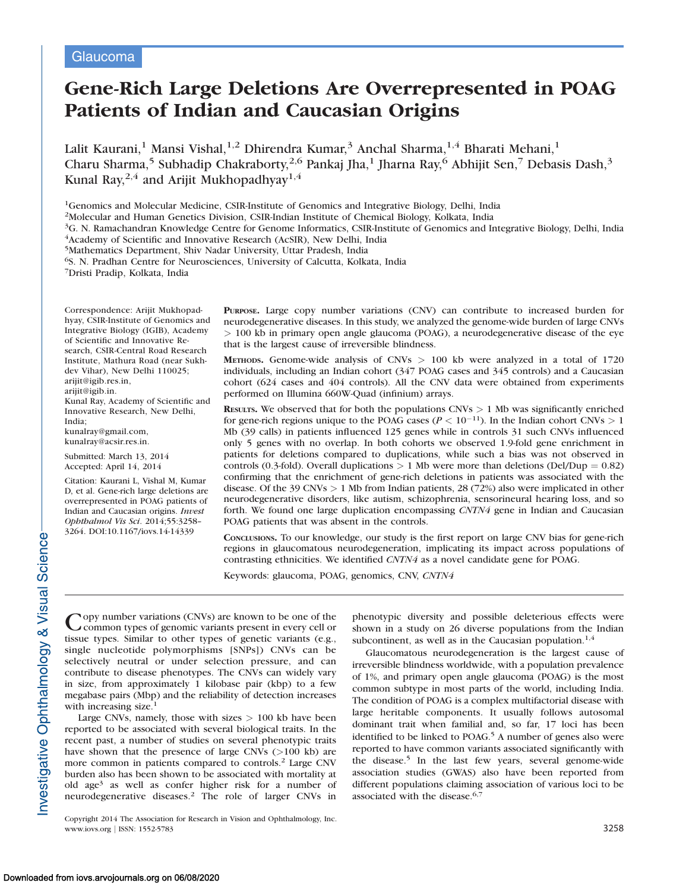Glaucoma

# Gene-Rich Large Deletions Are Overrepresented in POAG Patients of Indian and Caucasian Origins

Lalit Kaurani,[1] Mansi Vishal,[1,2] Dhirendra Kumar,[3] Anchal Sharma,[1,4] Bharati Mehani,[1] Charu Sharma,[5] Subhadip Chakraborty,[2,6] Pankaj Jha,[1] Jharna Ray,[6] Abhijit Sen,[7] Debasis Dash,[3] Kunal Ray,[2,4] and Arijit Mukhopadhyay[1,4]

[1]Genomics and Molecular Medicine, CSIR-Institute of Genomics and Integrative Biology, Delhi, India
[2]Molecular and Human Genetics Division, CSIR-Indian Institute of Chemical Biology, Kolkata, India
[3]G. N. Ramachandran Knowledge Centre for Genome Informatics, CSIR-Institute of Genomics and Integrative Biology, Delhi, India
[4]Academy of Scientific and Innovative Research (AcSIR), New Delhi, India
[5]Mathematics Department, Shiv Nadar University, Uttar Pradesh, India
[6]S. N. Pradhan Centre for Neurosciences, University of Calcutta, Kolkata, India
[7]Dristi Pradip, Kolkata, India

Correspondence: Arijit Mukhopadhyay, CSIR-Institute of Genomics and Integrative Biology (IGIB), Academy of Scientific and Innovative Research, CSIR-Central Road Research Institute, Mathura Road (near Sukhdev Vihar), New Delhi 110025; arijit@igib.res.in, arijit@igib.in.
Kunal Ray, Academy of Scientific and Innovative Research, New Delhi, India; kunalray@gmail.com, kunalray@acsir.res.in.

Submitted: March 13, 2014
Accepted: April 14, 2014

Citation: Kaurani L, Vishal M, Kumar D, et al. Gene-rich large deletions are overrepresented in POAG patients of Indian and Caucasian origins. *Invest Ophthalmol Vis Sci*. 2014;55:3258–3264. DOI:10.1167/iovs.14-14339

**PURPOSE.** Large copy number variations (CNV) can contribute to increased burden for neurodegenerative diseases. In this study, we analyzed the genome-wide burden of large CNVs > 100 kb in primary open angle glaucoma (POAG), a neurodegenerative disease of the eye that is the largest cause of irreversible blindness.

**METHODS.** Genome-wide analysis of CNVs > 100 kb were analyzed in a total of 1720 individuals, including an Indian cohort (347 POAG cases and 345 controls) and a Caucasian cohort (624 cases and 404 controls). All the CNV data were obtained from experiments performed on Illumina 660W-Quad (infinium) arrays.

**RESULTS.** We observed that for both the populations CNVs > 1 Mb was significantly enriched for gene-rich regions unique to the POAG cases ($P < 10^{-11}$). In the Indian cohort CNVs > 1 Mb (39 calls) in patients influenced 125 genes while in controls 31 such CNVs influenced only 5 genes with no overlap. In both cohorts we observed 1.9-fold gene enrichment in patients for deletions compared to duplications, while such a bias was not observed in controls (0.3-fold). Overall duplications > 1 Mb were more than deletions (Del/Dup = 0.82) confirming that the enrichment of gene-rich deletions in patients was associated with the disease. Of the 39 CNVs > 1 Mb from Indian patients, 28 (72%) also were implicated in other neurodegenerative disorders, like autism, schizophrenia, sensorineural hearing loss, and so forth. We found one large duplication encompassing *CNTN4* gene in Indian and Caucasian POAG patients that was absent in the controls.

**CONCLUSIONS.** To our knowledge, our study is the first report on large CNV bias for gene-rich regions in glaucomatous neurodegeneration, implicating its impact across populations of contrasting ethnicities. We identified *CNTN4* as a novel candidate gene for POAG.

Keywords: glaucoma, POAG, genomics, CNV, *CNTN4*

Copy number variations (CNVs) are known to be one of the common types of genomic variants present in every cell or tissue types. Similar to other types of genetic variants (e.g., single nucleotide polymorphisms [SNPs]) CNVs can be selectively neutral or under selection pressure, and can contribute to disease phenotypes. The CNVs can widely vary in size, from approximately 1 kilobase pair (kbp) to a few megabase pairs (Mbp) and the reliability of detection increases with increasing size.[1]

Large CNVs, namely, those with sizes > 100 kb have been reported to be associated with several biological traits. In the recent past, a number of studies on several phenotypic traits have shown that the presence of large CNVs (>100 kb) are more common in patients compared to controls.[2] Large CNV burden also has been shown to be associated with mortality at old age[3] as well as confer higher risk for a number of neurodegenerative diseases.[2] The role of larger CNVs in phenotypic diversity and possible deleterious effects were shown in a study on 26 diverse populations from the Indian subcontinent, as well as in the Caucasian population.[1,4]

Glaucomatous neurodegeneration is the largest cause of irreversible blindness worldwide, with a population prevalence of 1%, and primary open angle glaucoma (POAG) is the most common subtype in most parts of the world, including India. The condition of POAG is a complex multifactorial disease with large heritable components. It usually follows autosomal dominant trait when familial and, so far, 17 loci has been identified to be linked to POAG.[5] A number of genes also were reported to have common variants associated significantly with the disease.[5] In the last few years, several genome-wide association studies (GWAS) also have been reported from different populations claiming association of various loci to be associated with the disease.[6,7]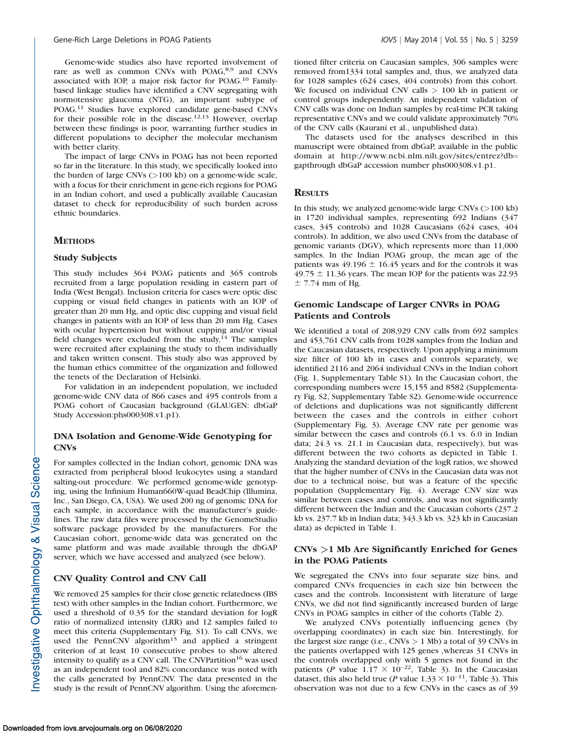Genome-wide studies also have reported involvement of rare as well as common CNVs with POAG,[8,9] and CNVs associated with IOP, a major risk factor for POAG.[10] Family-based linkage studies have identified a CNV segregating with normotensive glaucoma (NTG), an important subtype of POAG.[11] Studies have explored candidate gene-based CNVs for their possible role in the disease.[12,13] However, overlap between these findings is poor, warranting further studies in different populations to decipher the molecular mechanism with better clarity.

The impact of large CNVs in POAG has not been reported so far in the literature. In this study, we specifically looked into the burden of large CNVs (>100 kb) on a genome-wide scale, with a focus for their enrichment in gene-rich regions for POAG in an Indian cohort, and used a publically available Caucasian dataset to check for reproducibility of such burden across ethnic boundaries.

## Methods

### Study Subjects

This study includes 364 POAG patients and 365 controls recruited from a large population residing in eastern part of India (West Bengal). Inclusion criteria for cases were optic disc cupping or visual field changes in patients with an IOP of greater than 20 mm Hg, and optic disc cupping and visual field changes in patients with an IOP of less than 20 mm Hg. Cases with ocular hypertension but without cupping and/or visual field changes were excluded from the study,[14] The samples were recruited after explaining the study to them individually and taken written consent. This study also was approved by the human ethics committee of the organization and followed the tenets of the Declaration of Helsinki.

For validation in an independent population, we included genome-wide CNV data of 866 cases and 495 controls from a POAG cohort of Caucasian background (GLAUGEN: dbGaP Study Accession:phs000308.v1.p1).

### DNA Isolation and Genome-Wide Genotyping for CNVs

For samples collected in the Indian cohort, genomic DNA was extracted from peripheral blood leukocytes using a standard salting-out procedure. We performed genome-wide genotyping, using the Infinium Human660W-quad BeadChip (Illumina, Inc., San Diego, CA, USA). We used 200 ng of genomic DNA for each sample, in accordance with the manufacturer's guidelines. The raw data files were processed by the GenomeStudio software package provided by the manufacturers. For the Caucasian cohort, genome-wide data was generated on the same platform and was made available through the dbGAP server, which we have accessed and analyzed (see below).

### CNV Quality Control and CNV Call

We removed 25 samples for their close genetic relatedness (IBS test) with other samples in the Indian cohort. Furthermore, we used a threshold of 0.35 for the standard deviation for logR ratio of normalized intensity (LRR) and 12 samples failed to meet this criteria (Supplementary Fig. S1). To call CNVs, we used the PennCNV algorithm[15] and applied a stringent criterion of at least 10 consecutive probes to show altered intensity to qualify as a CNV call. The CNVPartition[16] was used as an independent tool and 82% concordance was noted with the calls generated by PennCNV. The data presented in the study is the result of PennCNV algorithm. Using the aforementioned filter criteria on Caucasian samples, 306 samples were removed from1334 total samples and, thus, we analyzed data for 1028 samples (624 cases, 404 controls) from this cohort. We focused on individual CNV calls > 100 kb in patient or control groups independently. An independent validation of CNV calls was done on Indian samples by real-time PCR taking representative CNVs and we could validate approximately 70% of the CNV calls (Kaurani et al., unpublished data).

The datasets used for the analyses described in this manuscript were obtained from dbGaP, available in the public domain at http://www.ncbi.nlm.nih.gov/sites/entrez?db=gapthrough dbGaP accession number phs000308.v1.p1.

## Results

In this study, we analyzed genome-wide large CNVs (>100 kb) in 1720 individual samples, representing 692 Indians (347 cases, 345 controls) and 1028 Caucasians (624 cases, 404 controls). In addition, we also used CNVs from the database of genomic variants (DGV), which represents more than 11,000 samples. In the Indian POAG group, the mean age of the patients was 49.196 ± 16.45 years and for the controls it was 49.75 ± 11.36 years. The mean IOP for the patients was 22.93 ± 7.74 mm of Hg.

### Genomic Landscape of Larger CNVRs in POAG Patients and Controls

We identified a total of 208,929 CNV calls from 692 samples and 453,761 CNV calls from 1028 samples from the Indian and the Caucasian datasets, respectively. Upon applying a minimum size filter of 100 kb in cases and controls separately, we identified 2116 and 2064 individual CNVs in the Indian cohort (Fig. 1, Supplementary Table S1). In the Caucasian cohort, the corresponding numbers were 15,155 and 8582 (Supplementary Fig. S2, Supplementary Table S2). Genome-wide occurrence of deletions and duplications was not significantly different between the cases and the controls in either cohort (Supplementary Fig. 3). Average CNV rate per genome was similar between the cases and controls (6.1 vs. 6.0 in Indian data; 24.3 vs. 21.1 in Caucasian data, respectively), but was different between the two cohorts as depicted in Table 1. Analyzing the standard deviation of the logR ratios, we showed that the higher number of CNVs in the Caucasian data was not due to a technical noise, but was a feature of the specific population (Supplementary Fig. 4). Average CNV size was similar between cases and controls, and was not significantly different between the Indian and the Caucasian cohorts (237.2 kb vs. 237.7 kb in Indian data; 343.3 kb vs. 323 kb in Caucasian data) as depicted in Table 1.

### CNVs >1 Mb Are Significantly Enriched for Genes in the POAG Patients

We segregated the CNVs into four separate size bins, and compared CNVs frequencies in each size bin between the cases and the controls. Inconsistent with literature of large CNVs, we did not find significantly increased burden of large CNVs in POAG samples in either of the cohorts (Table 2).

We analyzed CNVs potentially influencing genes (by overlapping coordinates) in each size bin. Interestingly, for the largest size range (i.e., CNVs > 1 Mb) a total of 39 CNVs in the patients overlapped with 125 genes ,whereas 31 CNVs in the controls overlapped only with 5 genes not found in the patients ($P$ value $1.17 \times 10^{-22}$, Table 3). In the Caucasian dataset, this also held true ($P$ value $1.33 \times 10^{-11}$, Table 3). This observation was not due to a few CNVs in the cases as of 39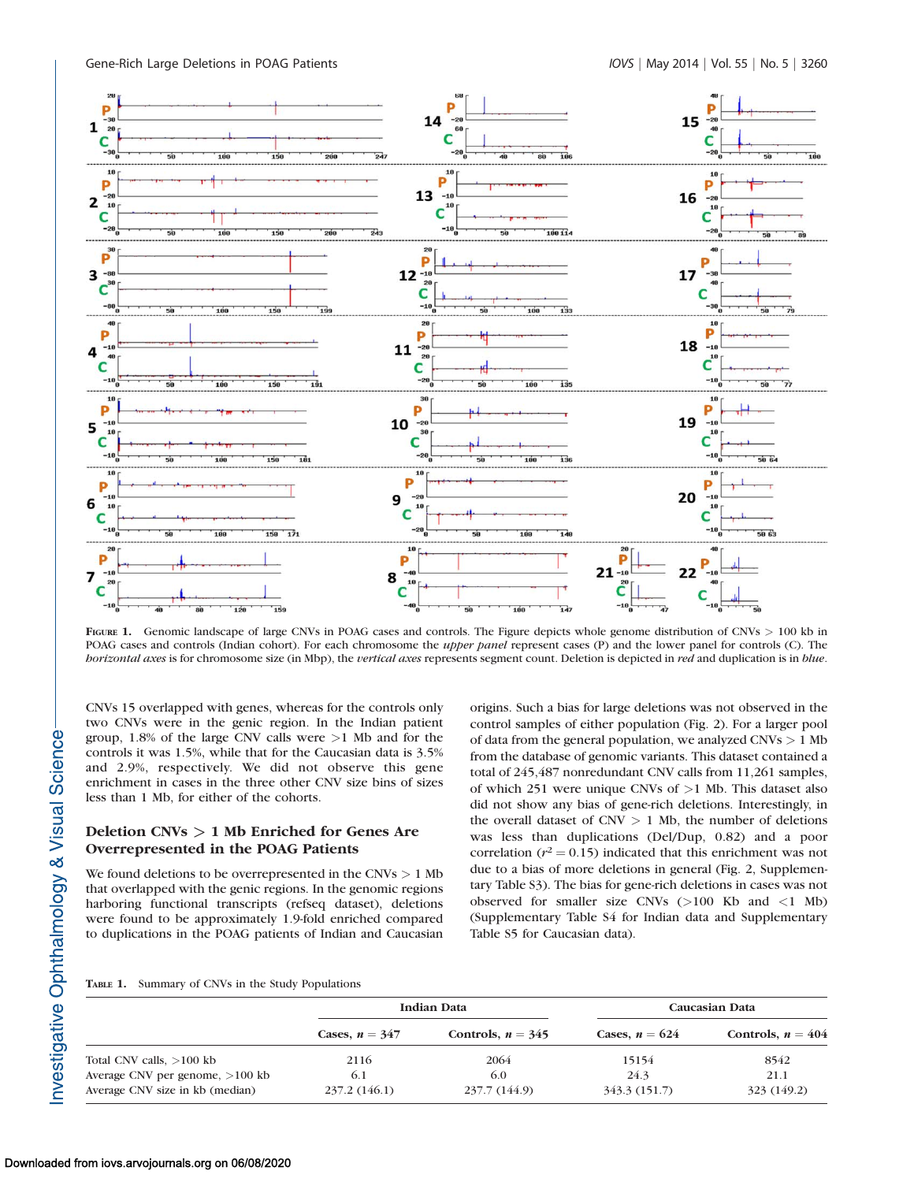FIGURE 1. Genomic landscape of large CNVs in POAG cases and controls. The Figure depicts whole genome distribution of CNVs > 100 kb in POAG cases and controls (Indian cohort). For each chromosome the *upper panel* represent cases (P) and the lower panel for controls (C). The *horizontal axes* is for chromosome size (in Mbp), the *vertical axes* represents segment count. Deletion is depicted in *red* and duplication is in *blue*.

CNVs 15 overlapped with genes, whereas for the controls only two CNVs were in the genic region. In the Indian patient group, 1.8% of the large CNV calls were >1 Mb and for the controls it was 1.5%, while that for the Caucasian data is 3.5% and 2.9%, respectively. We did not observe this gene enrichment in cases in the three other CNV size bins of sizes less than 1 Mb, for either of the cohorts.

### Deletion CNVs > 1 Mb Enriched for Genes Are Overrepresented in the POAG Patients

We found deletions to be overrepresented in the CNVs > 1 Mb that overlapped with the genic regions. In the genomic regions harboring functional transcripts (refseq dataset), deletions were found to be approximately 1.9-fold enriched compared to duplications in the POAG patients of Indian and Caucasian origins. Such a bias for large deletions was not observed in the control samples of either population (Fig. 2). For a larger pool of data from the general population, we analyzed CNVs > 1 Mb from the database of genomic variants. This dataset contained a total of 245,487 nonredundant CNV calls from 11,261 samples, of which 251 were unique CNVs of >1 Mb. This dataset also did not show any bias of gene-rich deletions. Interestingly, in the overall dataset of CNV > 1 Mb, the number of deletions was less than duplications (Del/Dup, 0.82) and a poor correlation ($r^2 = 0.15$) indicated that this enrichment was not due to a bias of more deletions in general (Fig. 2, Supplementary Table S3). The bias for gene-rich deletions in cases was not observed for smaller size CNVs (>100 Kb and <1 Mb) (Supplementary Table S4 for Indian data and Supplementary Table S5 for Caucasian data).

TABLE 1. Summary of CNVs in the Study Populations

| | Indian Data | | Caucasian Data | |
|---|---|---|---|---|
| | Cases, $n$ = 347 | Controls, $n$ = 345 | Cases, $n$ = 624 | Controls, $n$ = 404 |
| Total CNV calls, >100 kb | 2116 | 2064 | 15154 | 8542 |
| Average CNV per genome, >100 kb | 6.1 | 6.0 | 24.3 | 21.1 |
| Average CNV size in kb (median) | 237.2 (146.1) | 237.7 (144.9) | 343.3 (151.7) | 323 (149.2) |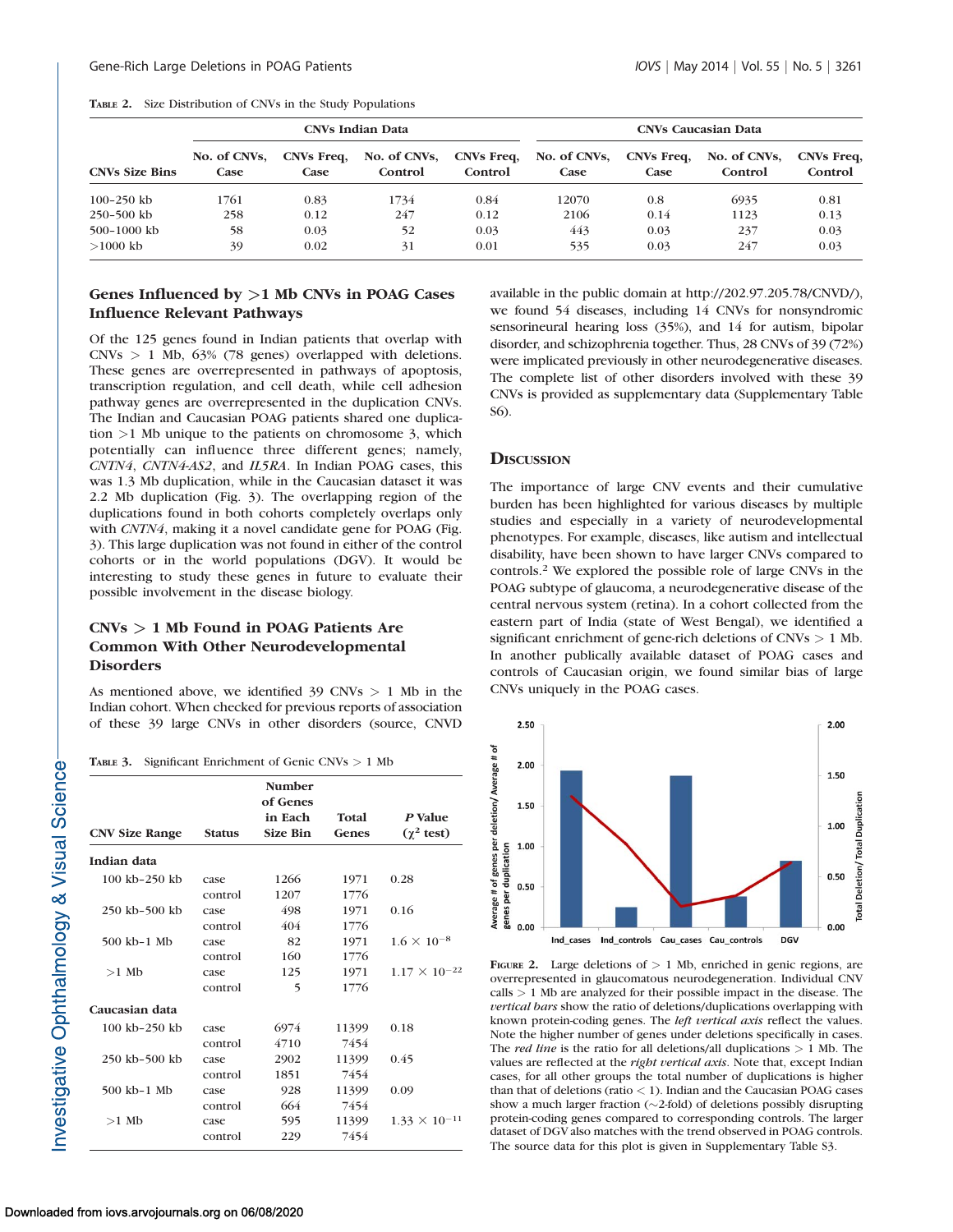Table 2. Size Distribution of CNVs in the Study Populations

| CNVs Size Bins | CNVs Indian Data | | | | CNVs Caucasian Data | | | |
|---|---|---|---|---|---|---|---|---|
| | No. of CNVs, Case | CNVs Freq, Case | No. of CNVs, Control | CNVs Freq, Control | No. of CNVs, Case | CNVs Freq, Case | No. of CNVs, Control | CNVs Freq, Control |
| 100–250 kb | 1761 | 0.83 | 1734 | 0.84 | 12070 | 0.8 | 6935 | 0.81 |
| 250–500 kb | 258 | 0.12 | 247 | 0.12 | 2106 | 0.14 | 1123 | 0.13 |
| 500–1000 kb | 58 | 0.03 | 52 | 0.03 | 443 | 0.03 | 237 | 0.03 |
| >1000 kb | 39 | 0.02 | 31 | 0.01 | 535 | 0.03 | 247 | 0.03 |

### Genes Influenced by >1 Mb CNVs in POAG Cases Influence Relevant Pathways

Of the 125 genes found in Indian patients that overlap with CNVs > 1 Mb, 63% (78 genes) overlapped with deletions. These genes are overrepresented in pathways of apoptosis, transcription regulation, and cell death, while cell adhesion pathway genes are overrepresented in the duplication CNVs. The Indian and Caucasian POAG patients shared one duplication >1 Mb unique to the patients on chromosome 3, which potentially can influence three different genes; namely, *CNTN4*, *CNTN4-AS2*, and *IL5RA*. In Indian POAG cases, this was 1.3 Mb duplication, while in the Caucasian dataset it was 2.2 Mb duplication (Fig. 3). The overlapping region of the duplications found in both cohorts completely overlaps only with *CNTN4*, making it a novel candidate gene for POAG (Fig. 3). This large duplication was not found in either of the control cohorts or in the world populations (DGV). It would be interesting to study these genes in future to evaluate their possible involvement in the disease biology.

### CNVs > 1 Mb Found in POAG Patients Are Common With Other Neurodevelopmental Disorders

As mentioned above, we identified 39 CNVs > 1 Mb in the Indian cohort. When checked for previous reports of association of these 39 large CNVs in other disorders (source, CNVD available in the public domain at http://202.97.205.78/CNVD/), we found 54 diseases, including 14 CNVs for nonsyndromic sensorineural hearing loss (35%), and 14 for autism, bipolar disorder, and schizophrenia together. Thus, 28 CNVs of 39 (72%) were implicated previously in other neurodegenerative diseases. The complete list of other disorders involved with these 39 CNVs is provided as supplementary data (Supplementary Table S6).

Table 3. Significant Enrichment of Genic CNVs > 1 Mb

| CNV Size Range | Status | Number of Genes in Each Size Bin | Total Genes | *P* Value ($\chi^2$ test) |
|---|---|---|---|---|
| **Indian data** | | | | |
| 100 kb–250 kb | case | 1266 | 1971 | 0.28 |
| | control | 1207 | 1776 | |
| 250 kb–500 kb | case | 498 | 1971 | 0.16 |
| | control | 404 | 1776 | |
| 500 kb–1 Mb | case | 82 | 1971 | $1.6 \times 10^{-8}$ |
| | control | 160 | 1776 | |
| >1 Mb | case | 125 | 1971 | $1.17 \times 10^{-22}$ |
| | control | 5 | 1776 | |
| **Caucasian data** | | | | |
| 100 kb–250 kb | case | 6974 | 11399 | 0.18 |
| | control | 4710 | 7454 | |
| 250 kb–500 kb | case | 2902 | 11399 | 0.45 |
| | control | 1851 | 7454 | |
| 500 kb–1 Mb | case | 928 | 11399 | 0.09 |
| | control | 664 | 7454 | |
| >1 Mb | case | 595 | 11399 | $1.33 \times 10^{-11}$ |
| | control | 229 | 7454 | |

## Discussion

The importance of large CNV events and their cumulative burden has been highlighted for various diseases by multiple studies and especially in a variety of neurodevelopmental phenotypes. For example, diseases, like autism and intellectual disability, have been shown to have larger CNVs compared to controls.[2] We explored the possible role of large CNVs in the POAG subtype of glaucoma, a neurodegenerative disease of the central nervous system (retina). In a cohort collected from the eastern part of India (state of West Bengal), we identified a significant enrichment of gene-rich deletions of CNVs > 1 Mb. In another publically available dataset of POAG cases and controls of Caucasian origin, we found similar bias of large CNVs uniquely in the POAG cases.

Figure 2. Large deletions of > 1 Mb, enriched in genic regions, are overrepresented in glaucomatous neurodegeneration. Individual CNV calls > 1 Mb are analyzed for their possible impact in the disease. The *vertical bars* show the ratio of deletions/duplications overlapping with known protein-coding genes. The *left vertical axis* reflect the values. Note the higher number of genes under deletions specifically in cases. The *red line* is the ratio for all deletions/all duplications > 1 Mb. The values are reflected at the *right vertical axis*. Note that, except Indian cases, for all other groups the total number of duplications is higher than that of deletions (ratio < 1). Indian and the Caucasian POAG cases show a much larger fraction (~2-fold) of deletions possibly disrupting protein-coding genes compared to corresponding controls. The larger dataset of DGV also matches with the trend observed in POAG controls. The source data for this plot is given in Supplementary Table S3.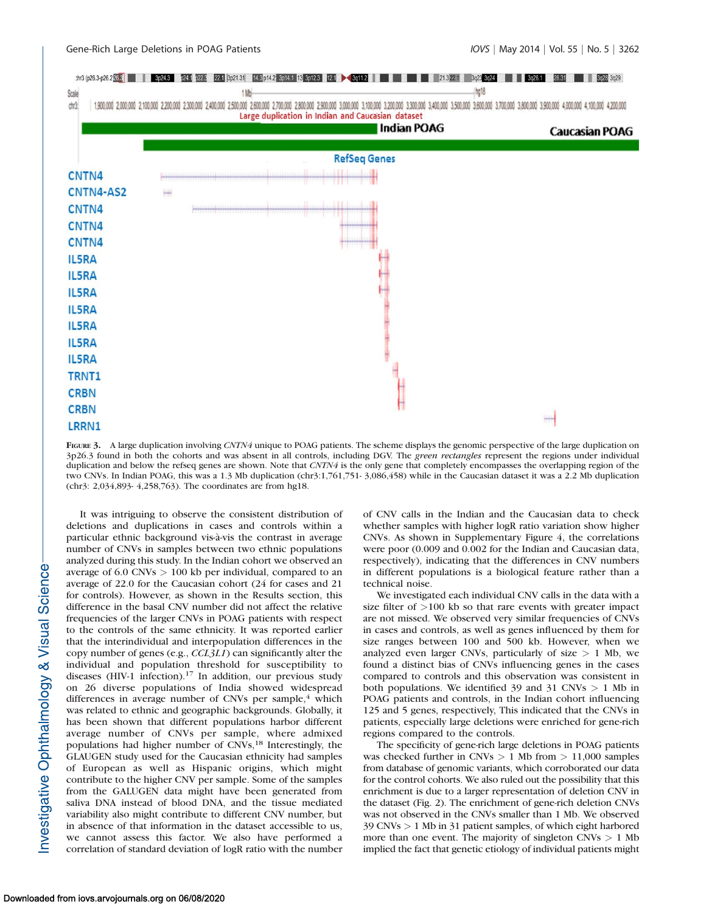**Figure 3.** A large duplication involving *CNTN4* unique to POAG patients. The scheme displays the genomic perspective of the large duplication on 3p26.3 found in both the cohorts and was absent in all controls, including DGV. The *green rectangles* represent the regions under individual duplication and below the refseq genes are shown. Note that *CNTN4* is the only gene that completely encompasses the overlapping region of the two CNVs. In Indian POAG, this was a 1.3 Mb duplication (chr3:1,761,751- 3,086,458) while in the Caucasian dataset it was a 2.2 Mb duplication (chr3: 2,034,893- 4,258,763). The coordinates are from hg18.

It was intriguing to observe the consistent distribution of deletions and duplications in cases and controls within a particular ethnic background vis-à-vis the contrast in average number of CNVs in samples between two ethnic populations analyzed during this study. In the Indian cohort we observed an average of 6.0 CNVs > 100 kb per individual, compared to an average of 22.0 for the Caucasian cohort (24 for cases and 21 for controls). However, as shown in the Results section, this difference in the basal CNV number did not affect the relative frequencies of the larger CNVs in POAG patients with respect to the controls of the same ethnicity. It was reported earlier that the interindividual and interpopulation differences in the copy number of genes (e.g., *CCL3L1*) can significantly alter the individual and population threshold for susceptibility to diseases (HIV-1 infection).[17] In addition, our previous study on 26 diverse populations of India showed widespread differences in average number of CNVs per sample,[4] which was related to ethnic and geographic backgrounds. Globally, it has been shown that different populations harbor different average number of CNVs per sample, where admixed populations had higher number of CNVs,[18] Interestingly, the GLAUGEN study used for the Caucasian ethnicity had samples of European as well as Hispanic origins, which might contribute to the higher CNV per sample. Some of the samples from the GALUGEN data might have been generated from saliva DNA instead of blood DNA, and the tissue mediated variability also might contribute to different CNV number, but in absence of that information in the dataset accessible to us, we cannot assess this factor. We also have performed a correlation of standard deviation of logR ratio with the number of CNV calls in the Indian and the Caucasian data to check whether samples with higher logR ratio variation show higher CNVs. As shown in Supplementary Figure 4, the correlations were poor (0.009 and 0.002 for the Indian and Caucasian data, respectively), indicating that the differences in CNV numbers in different populations is a biological feature rather than a technical noise.

We investigated each individual CNV calls in the data with a size filter of >100 kb so that rare events with greater impact are not missed. We observed very similar frequencies of CNVs in cases and controls, as well as genes influenced by them for size ranges between 100 and 500 kb. However, when we analyzed even larger CNVs, particularly of size > 1 Mb, we found a distinct bias of CNVs influencing genes in the cases compared to controls and this observation was consistent in both populations. We identified 39 and 31 CNVs > 1 Mb in POAG patients and controls, in the Indian cohort influencing 125 and 5 genes, respectively, This indicated that the CNVs in patients, especially large deletions were enriched for gene-rich regions compared to the controls.

The specificity of gene-rich large deletions in POAG patients was checked further in CNVs > 1 Mb from > 11,000 samples from database of genomic variants, which corroborated our data for the control cohorts. We also ruled out the possibility that this enrichment is due to a larger representation of deletion CNV in the dataset (Fig. 2). The enrichment of gene-rich deletion CNVs was not observed in the CNVs smaller than 1 Mb. We observed 39 CNVs > 1 Mb in 31 patient samples, of which eight harbored more than one event. The majority of singleton CNVs > 1 Mb implied the fact that genetic etiology of individual patients might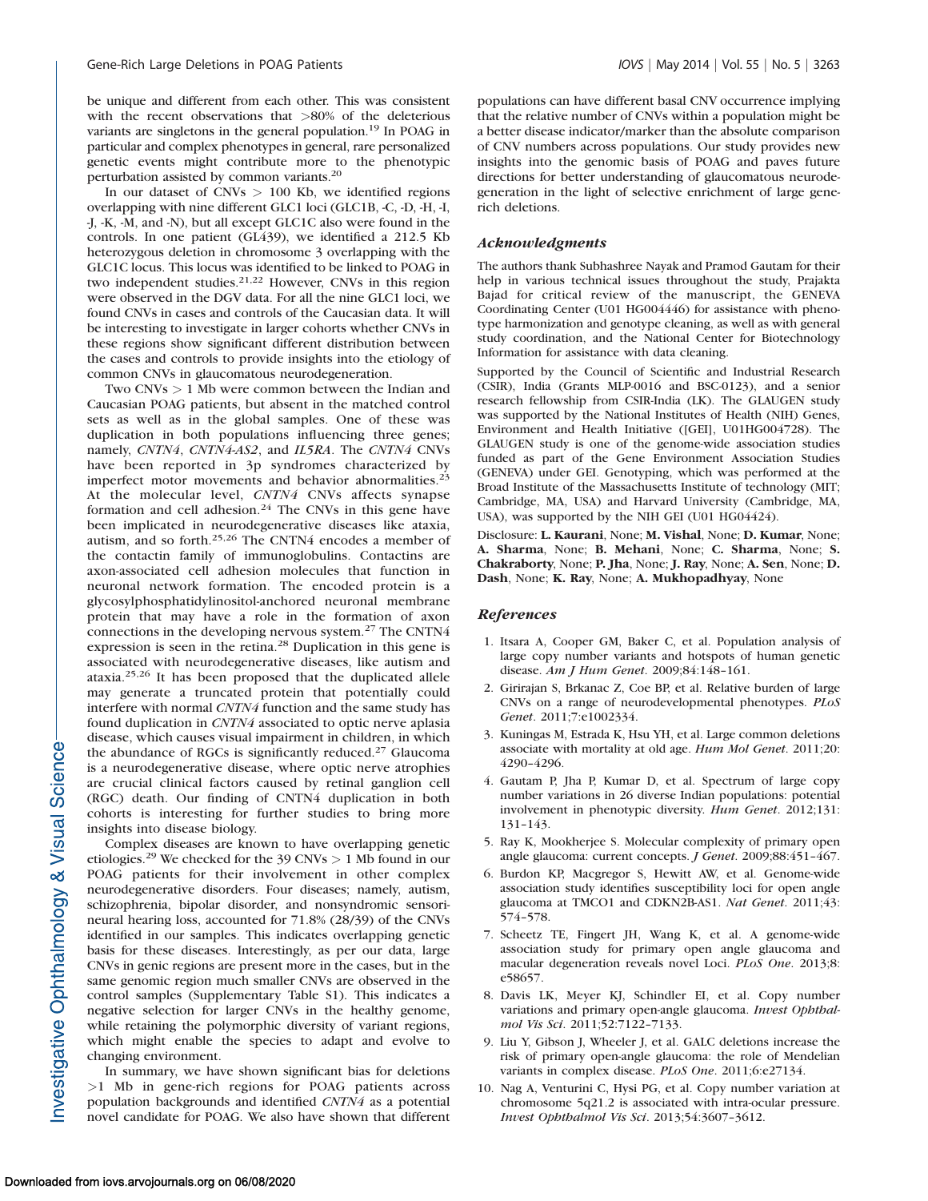be unique and different from each other. This was consistent with the recent observations that >80% of the deleterious variants are singletons in the general population.[19] In POAG in particular and complex phenotypes in general, rare personalized genetic events might contribute more to the phenotypic perturbation assisted by common variants.[20]

In our dataset of CNVs > 100 Kb, we identified regions overlapping with nine different GLC1 loci (GLC1B, -C, -D, -H, -I, -J, -K, -M, and -N), but all except GLC1C also were found in the controls. In one patient (GL439), we identified a 212.5 Kb heterozygous deletion in chromosome 3 overlapping with the GLC1C locus. This locus was identified to be linked to POAG in two independent studies.[21,22] However, CNVs in this region were observed in the DGV data. For all the nine GLC1 loci, we found CNVs in cases and controls of the Caucasian data. It will be interesting to investigate in larger cohorts whether CNVs in these regions show significant different distribution between the cases and controls to provide insights into the etiology of common CNVs in glaucomatous neurodegeneration.

Two CNVs > 1 Mb were common between the Indian and Caucasian POAG patients, but absent in the matched control sets as well as in the global samples. One of these was duplication in both populations influencing three genes; namely, *CNTN4*, *CNTN4-AS2*, and *IL5RA*. The *CNTN4* CNVs have been reported in 3p syndromes characterized by imperfect motor movements and behavior abnormalities.[23] At the molecular level, *CNTN4* CNVs affects synapse formation and cell adhesion.[24] The CNVs in this gene have been implicated in neurodegenerative diseases like ataxia, autism, and so forth.[25,26] The CNTN4 encodes a member of the contactin family of immunoglobulins. Contactins are axon-associated cell adhesion molecules that function in neuronal network formation. The encoded protein is a glycosylphosphatidylinositol-anchored neuronal membrane protein that may have a role in the formation of axon connections in the developing nervous system.[27] The CNTN4 expression is seen in the retina.[28] Duplication in this gene is associated with neurodegenerative diseases, like autism and ataxia.[25,26] It has been proposed that the duplicated allele may generate a truncated protein that potentially could interfere with normal *CNTN4* function and the same study has found duplication in *CNTN4* associated to optic nerve aplasia disease, which causes visual impairment in children, in which the abundance of RGCs is significantly reduced.[27] Glaucoma is a neurodegenerative disease, where optic nerve atrophies are crucial clinical factors caused by retinal ganglion cell (RGC) death. Our finding of CNTN4 duplication in both cohorts is interesting for further studies to bring more insights into disease biology.

Complex diseases are known to have overlapping genetic etiologies.[29] We checked for the 39 CNVs > 1 Mb found in our POAG patients for their involvement in other complex neurodegenerative disorders. Four diseases; namely, autism, schizophrenia, bipolar disorder, and nonsyndromic sensorineural hearing loss, accounted for 71.8% (28/39) of the CNVs identified in our samples. This indicates overlapping genetic basis for these diseases. Interestingly, as per our data, large CNVs in genic regions are present more in the cases, but in the same genomic region much smaller CNVs are observed in the control samples (Supplementary Table S1). This indicates a negative selection for larger CNVs in the healthy genome, while retaining the polymorphic diversity of variant regions, which might enable the species to adapt and evolve to changing environment.

In summary, we have shown significant bias for deletions >1 Mb in gene-rich regions for POAG patients across population backgrounds and identified *CNTN4* as a potential novel candidate for POAG. We also have shown that different populations can have different basal CNV occurrence implying that the relative number of CNVs within a population might be a better disease indicator/marker than the absolute comparison of CNV numbers across populations. Our study provides new insights into the genomic basis of POAG and paves future directions for better understanding of glaucomatous neurodegeneration in the light of selective enrichment of large gene-rich deletions.

## Acknowledgments

The authors thank Subhashree Nayak and Pramod Gautam for their help in various technical issues throughout the study, Prajakta Bajad for critical review of the manuscript, the GENEVA Coordinating Center (U01 HG004446) for assistance with phenotype harmonization and genotype cleaning, as well as with general study coordination, and the National Center for Biotechnology Information for assistance with data cleaning.

Supported by the Council of Scientific and Industrial Research (CSIR), India (Grants MLP-0016 and BSC-0123), and a senior research fellowship from CSIR-India (LK). The GLAUGEN study was supported by the National Institutes of Health (NIH) Genes, Environment and Health Initiative ([GEI], U01HG004728). The GLAUGEN study is one of the genome-wide association studies funded as part of the Gene Environment Association Studies (GENEVA) under GEI. Genotyping, which was performed at the Broad Institute of the Massachusetts Institute of technology (MIT; Cambridge, MA, USA) and Harvard University (Cambridge, MA, USA), was supported by the NIH GEI (U01 HG04424).

Disclosure: **L. Kaurani**, None; **M. Vishal**, None; **D. Kumar**, None; **A. Sharma**, None; **B. Mehani**, None; **C. Sharma**, None; **S. Chakraborty**, None; **P. Jha**, None; **J. Ray**, None; **A. Sen**, None; **D. Dash**, None; **K. Ray**, None; **A. Mukhopadhyay**, None

## References

1. Itsara A, Cooper GM, Baker C, et al. Population analysis of large copy number variants and hotspots of human genetic disease. *Am J Hum Genet*. 2009;84:148–161.
2. Girirajan S, Brkanac Z, Coe BP, et al. Relative burden of large CNVs on a range of neurodevelopmental phenotypes. *PLoS Genet*. 2011;7:e1002334.
3. Kuningas M, Estrada K, Hsu YH, et al. Large common deletions associate with mortality at old age. *Hum Mol Genet*. 2011;20:4290–4296.
4. Gautam P, Jha P, Kumar D, et al. Spectrum of large copy number variations in 26 diverse Indian populations: potential involvement in phenotypic diversity. *Hum Genet*. 2012;131:131–143.
5. Ray K, Mookherjee S. Molecular complexity of primary open angle glaucoma: current concepts. *J Genet*. 2009;88:451–467.
6. Burdon KP, Macgregor S, Hewitt AW, et al. Genome-wide association study identifies susceptibility loci for open angle glaucoma at TMCO1 and CDKN2B-AS1. *Nat Genet*. 2011;43:574–578.
7. Scheetz TE, Fingert JH, Wang K, et al. A genome-wide association study for primary open angle glaucoma and macular degeneration reveals novel Loci. *PLoS One*. 2013;8:e58657.
8. Davis LK, Meyer KJ, Schindler EI, et al. Copy number variations and primary open-angle glaucoma. *Invest Ophthalmol Vis Sci*. 2011;52:7122–7133.
9. Liu Y, Gibson J, Wheeler J, et al. GALC deletions increase the risk of primary open-angle glaucoma: the role of Mendelian variants in complex disease. *PLoS One*. 2011;6:e27134.
10. Nag A, Venturini C, Hysi PG, et al. Copy number variation at chromosome 5q21.2 is associated with intra-ocular pressure. *Invest Ophthalmol Vis Sci*. 2013;54:3607–3612.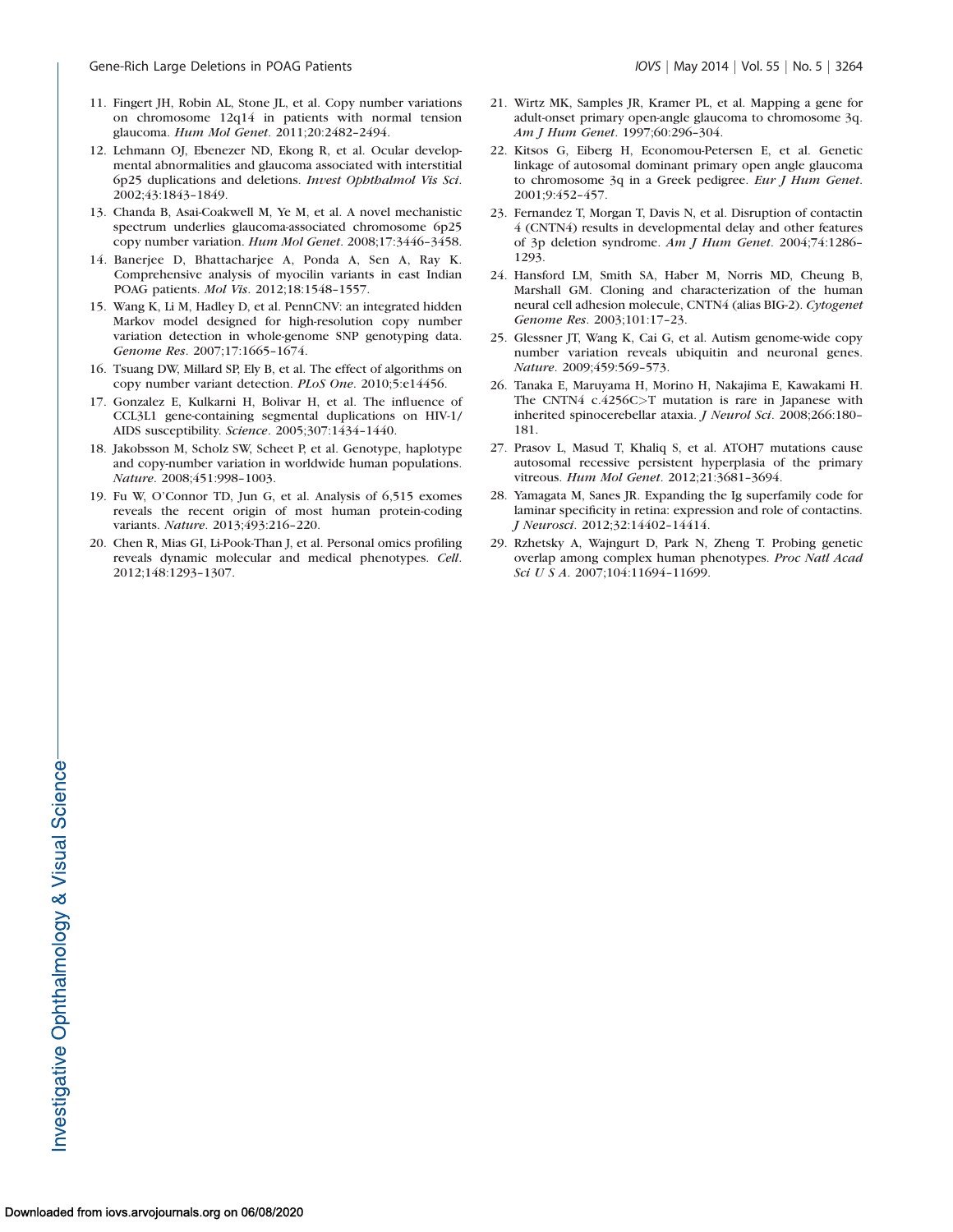11. Fingert JH, Robin AL, Stone JL, et al. Copy number variations on chromosome 12q14 in patients with normal tension glaucoma. *Hum Mol Genet*. 2011;20:2482–2494.
12. Lehmann OJ, Ebenezer ND, Ekong R, et al. Ocular developmental abnormalities and glaucoma associated with interstitial 6p25 duplications and deletions. *Invest Ophthalmol Vis Sci*. 2002;43:1843–1849.
13. Chanda B, Asai-Coakwell M, Ye M, et al. A novel mechanistic spectrum underlies glaucoma-associated chromosome 6p25 copy number variation. *Hum Mol Genet*. 2008;17:3446–3458.
14. Banerjee D, Bhattacharjee A, Ponda A, Sen A, Ray K. Comprehensive analysis of myocilin variants in east Indian POAG patients. *Mol Vis*. 2012;18:1548–1557.
15. Wang K, Li M, Hadley D, et al. PennCNV: an integrated hidden Markov model designed for high-resolution copy number variation detection in whole-genome SNP genotyping data. *Genome Res*. 2007;17:1665–1674.
16. Tsuang DW, Millard SP, Ely B, et al. The effect of algorithms on copy number variant detection. *PLoS One*. 2010;5:e14456.
17. Gonzalez E, Kulkarni H, Bolivar H, et al. The influence of CCL3L1 gene-containing segmental duplications on HIV-1/AIDS susceptibility. *Science*. 2005;307:1434–1440.
18. Jakobsson M, Scholz SW, Scheet P, et al. Genotype, haplotype and copy-number variation in worldwide human populations. *Nature*. 2008;451:998–1003.
19. Fu W, O'Connor TD, Jun G, et al. Analysis of 6,515 exomes reveals the recent origin of most human protein-coding variants. *Nature*. 2013;493:216–220.
20. Chen R, Mias GI, Li-Pook-Than J, et al. Personal omics profiling reveals dynamic molecular and medical phenotypes. *Cell*. 2012;148:1293–1307.
21. Wirtz MK, Samples JR, Kramer PL, et al. Mapping a gene for adult-onset primary open-angle glaucoma to chromosome 3q. *Am J Hum Genet*. 1997;60:296–304.
22. Kitsos G, Eiberg H, Economou-Petersen E, et al. Genetic linkage of autosomal dominant primary open angle glaucoma to chromosome 3q in a Greek pedigree. *Eur J Hum Genet*. 2001;9:452–457.
23. Fernandez T, Morgan T, Davis N, et al. Disruption of contactin 4 (CNTN4) results in developmental delay and other features of 3p deletion syndrome. *Am J Hum Genet*. 2004;74:1286–1293.
24. Hansford LM, Smith SA, Haber M, Norris MD, Cheung B, Marshall GM. Cloning and characterization of the human neural cell adhesion molecule, CNTN4 (alias BIG-2). *Cytogenet Genome Res*. 2003;101:17–23.
25. Glessner JT, Wang K, Cai G, et al. Autism genome-wide copy number variation reveals ubiquitin and neuronal genes. *Nature*. 2009;459:569–573.
26. Tanaka E, Maruyama H, Morino H, Nakajima E, Kawakami H. The CNTN4 c.4256C>T mutation is rare in Japanese with inherited spinocerebellar ataxia. *J Neurol Sci*. 2008;266:180–181.
27. Prasov L, Masud T, Khaliq S, et al. ATOH7 mutations cause autosomal recessive persistent hyperplasia of the primary vitreous. *Hum Mol Genet*. 2012;21:3681–3694.
28. Yamagata M, Sanes JR. Expanding the Ig superfamily code for laminar specificity in retina: expression and role of contactins. *J Neurosci*. 2012;32:14402–14414.
29. Rzhetsky A, Wajngurt D, Park N, Zheng T. Probing genetic overlap among complex human phenotypes. *Proc Natl Acad Sci U S A*. 2007;104:11694–11699.